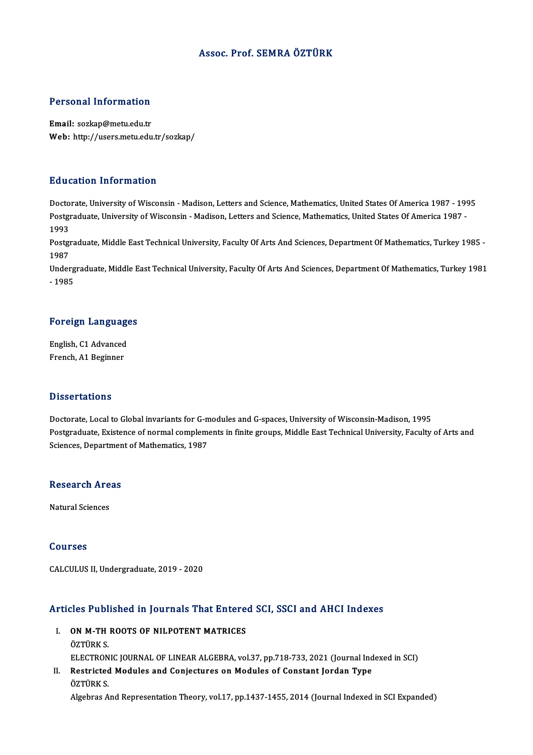# Assoc. Prof. SEMRA ÖZTÜRK

## Personal Information

**Email:** sozkap@metu.edu.tr
**Web:** http://users.metu.edu.tr/sozkap/

## Education Information

Doctorate, University of Wisconsin - Madison, Letters and Science, Mathematics, United States Of America 1987 - 1995
Postgraduate, University of Wisconsin - Madison, Letters and Science, Mathematics, United States Of America 1987 - 1993
Postgraduate, Middle East Technical University, Faculty Of Arts And Sciences, Department Of Mathematics, Turkey 1985 - 1987
Undergraduate, Middle East Technical University, Faculty Of Arts And Sciences, Department Of Mathematics, Turkey 1981 - 1985

## Foreign Languages

English, C1 Advanced
French, A1 Beginner

## Dissertations

Doctorate, Local to Global invariants for G-modules and G-spaces, University of Wisconsin-Madison, 1995
Postgraduate, Existence of normal complements in finite groups, Middle East Technical University, Faculty of Arts and Sciences, Department of Mathematics, 1987

## Research Areas

Natural Sciences

## Courses

CALCULUS II, Undergraduate, 2019 - 2020

## Articles Published in Journals That Entered SCI, SSCI and AHCI Indexes

I. **ON M-TH ROOTS OF NILPOTENT MATRICES**
ÖZTÜRK S.
ELECTRONIC JOURNAL OF LINEAR ALGEBRA, vol.37, pp.718-733, 2021 (Journal Indexed in SCI)

II. **Restricted Modules and Conjectures on Modules of Constant Jordan Type**
ÖZTÜRK S.
Algebras And Representation Theory, vol.17, pp.1437-1455, 2014 (Journal Indexed in SCI Expanded)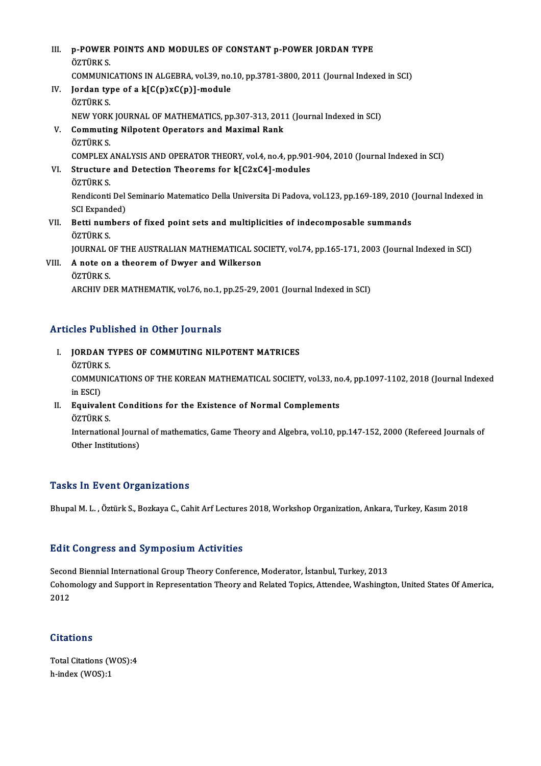III. **p-POWER POINTS AND MODULES OF CONSTANT p-POWER JORDAN TYPE**
ÖZTÜRK S.
COMMUNICATIONS IN ALGEBRA, vol.39, no.10, pp.3781-3800, 2011 (Journal Indexed in SCI)

IV. **Jordan type of a k[C(p)xC(p)]-module**
ÖZTÜRK S.
NEW YORK JOURNAL OF MATHEMATICS, pp.307-313, 2011 (Journal Indexed in SCI)

V. **Commuting Nilpotent Operators and Maximal Rank**
ÖZTÜRK S.
COMPLEX ANALYSIS AND OPERATOR THEORY, vol.4, no.4, pp.901-904, 2010 (Journal Indexed in SCI)

VI. **Structure and Detection Theorems for k[C2xC4]-modules**
ÖZTÜRK S.
Rendiconti Del Seminario Matematico Della Universita Di Padova, vol.123, pp.169-189, 2010 (Journal Indexed in SCI Expanded)

VII. **Betti numbers of fixed point sets and multiplicities of indecomposable summands**
ÖZTÜRK S.
JOURNAL OF THE AUSTRALIAN MATHEMATICAL SOCIETY, vol.74, pp.165-171, 2003 (Journal Indexed in SCI)

VIII. **A note on a theorem of Dwyer and Wilkerson**
ÖZTÜRK S.
ARCHIV DER MATHEMATIK, vol.76, no.1, pp.25-29, 2001 (Journal Indexed in SCI)

## Articles Published in Other Journals

I. **JORDAN TYPES OF COMMUTING NILPOTENT MATRICES**
ÖZTÜRK S.
COMMUNICATIONS OF THE KOREAN MATHEMATICAL SOCIETY, vol.33, no.4, pp.1097-1102, 2018 (Journal Indexed in ESCI)

II. **Equivalent Conditions for the Existence of Normal Complements**
ÖZTÜRK S.
International Journal of mathematics, Game Theory and Algebra, vol.10, pp.147-152, 2000 (Refereed Journals of Other Institutions)

## Tasks In Event Organizations

Bhupal M. L. , Öztürk S., Bozkaya C., Cahit Arf Lectures 2018, Workshop Organization, Ankara, Turkey, Kasım 2018

## Edit Congress and Symposium Activities

Second Biennial International Group Theory Conference, Moderator, İstanbul, Turkey, 2013
Cohomology and Support in Representation Theory and Related Topics, Attendee, Washington, United States Of America, 2012

## Citations

Total Citations (WOS):4
h-index (WOS):1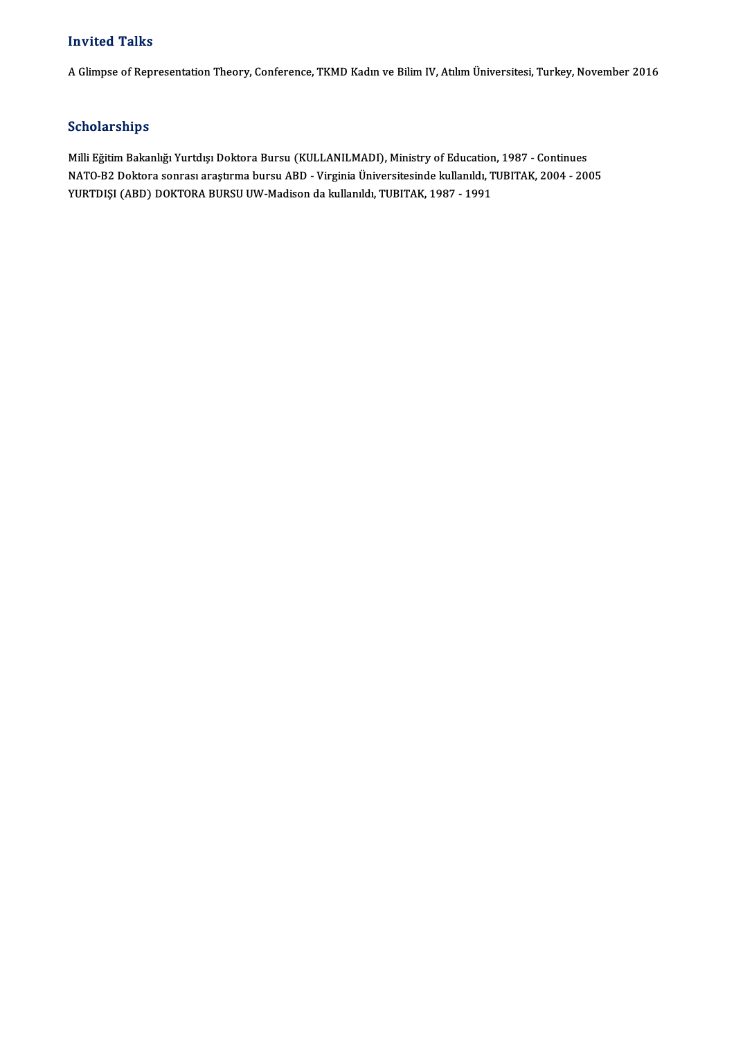## Invited Talks

A Glimpse of Representation Theory, Conference, TKMD Kadın ve Bilim IV, Atılım Üniversitesi, Turkey, November 2016

## Scholarships

Milli Eğitim Bakanlığı Yurtdışı Doktora Bursu (KULLANILMADI), Ministry of Education, 1987 - Continues
NATO-B2 Doktora sonrası araştırma bursu ABD - Virginia Üniversitesinde kullanıldı, TUBITAK, 2004 - 2005
YURTDIŞI (ABD) DOKTORA BURSU UW-Madison da kullanıldı, TUBITAK, 1987 - 1991